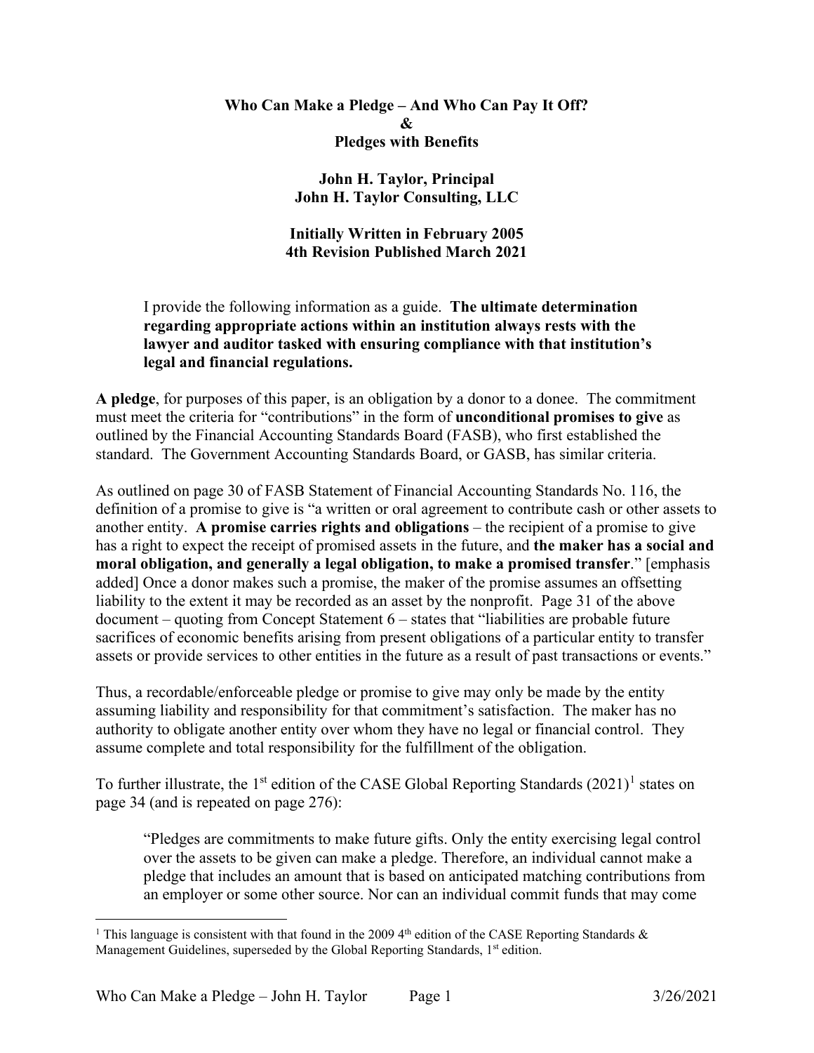**Who Can Make a Pledge – And Who Can Pay It Off?**
**&**
**Pledges with Benefits**

**John H. Taylor, Principal**
**John H. Taylor Consulting, LLC**

**Initially Written in February 2005**
**4th Revision Published March 2021**

> I provide the following information as a guide. **The ultimate determination regarding appropriate actions within an institution always rests with the lawyer and auditor tasked with ensuring compliance with that institution's legal and financial regulations.**

**A pledge**, for purposes of this paper, is an obligation by a donor to a donee. The commitment must meet the criteria for "contributions" in the form of **unconditional promises to give** as outlined by the Financial Accounting Standards Board (FASB), who first established the standard. The Government Accounting Standards Board, or GASB, has similar criteria.

As outlined on page 30 of FASB Statement of Financial Accounting Standards No. 116, the definition of a promise to give is "a written or oral agreement to contribute cash or other assets to another entity. **A promise carries rights and obligations** – the recipient of a promise to give has a right to expect the receipt of promised assets in the future, and **the maker has a social and moral obligation, and generally a legal obligation, to make a promised transfer**." [emphasis added] Once a donor makes such a promise, the maker of the promise assumes an offsetting liability to the extent it may be recorded as an asset by the nonprofit. Page 31 of the above document – quoting from Concept Statement 6 – states that "liabilities are probable future sacrifices of economic benefits arising from present obligations of a particular entity to transfer assets or provide services to other entities in the future as a result of past transactions or events."

Thus, a recordable/enforceable pledge or promise to give may only be made by the entity assuming liability and responsibility for that commitment's satisfaction. The maker has no authority to obligate another entity over whom they have no legal or financial control. They assume complete and total responsibility for the fulfillment of the obligation.

To further illustrate, the 1st edition of the CASE Global Reporting Standards (2021)[1] states on page 34 (and is repeated on page 276):

> "Pledges are commitments to make future gifts. Only the entity exercising legal control over the assets to be given can make a pledge. Therefore, an individual cannot make a pledge that includes an amount that is based on anticipated matching contributions from an employer or some other source. Nor can an individual commit funds that may come

[1] This language is consistent with that found in the 2009 4th edition of the CASE Reporting Standards & Management Guidelines, superseded by the Global Reporting Standards, 1st edition.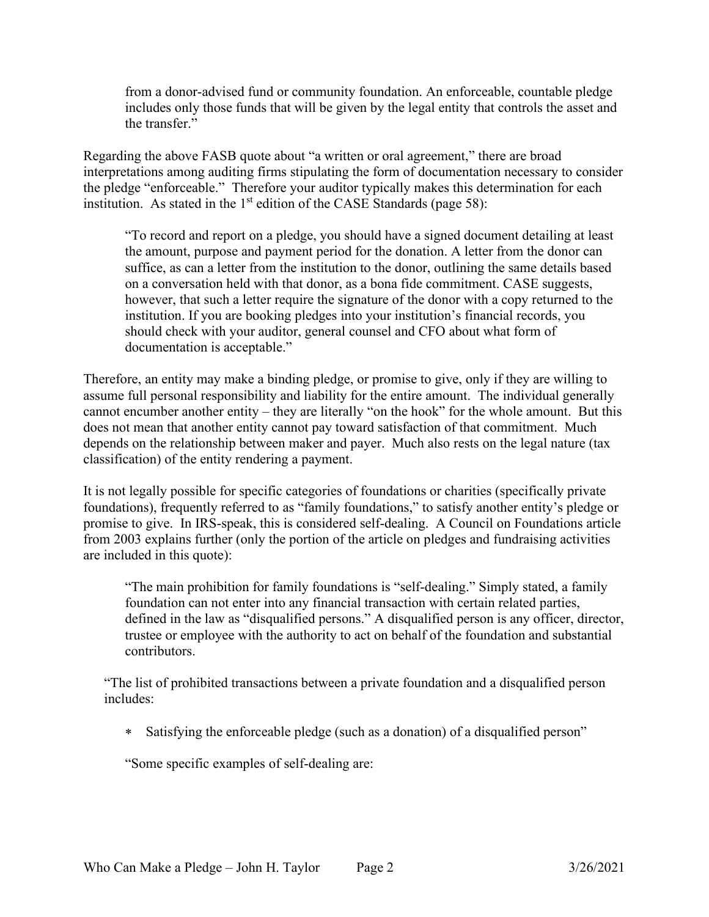> from a donor-advised fund or community foundation. An enforceable, countable pledge includes only those funds that will be given by the legal entity that controls the asset and the transfer."

Regarding the above FASB quote about "a written or oral agreement," there are broad interpretations among auditing firms stipulating the form of documentation necessary to consider the pledge "enforceable." Therefore your auditor typically makes this determination for each institution. As stated in the 1st edition of the CASE Standards (page 58):

> "To record and report on a pledge, you should have a signed document detailing at least the amount, purpose and payment period for the donation. A letter from the donor can suffice, as can a letter from the institution to the donor, outlining the same details based on a conversation held with that donor, as a bona fide commitment. CASE suggests, however, that such a letter require the signature of the donor with a copy returned to the institution. If you are booking pledges into your institution's financial records, you should check with your auditor, general counsel and CFO about what form of documentation is acceptable."

Therefore, an entity may make a binding pledge, or promise to give, only if they are willing to assume full personal responsibility and liability for the entire amount. The individual generally cannot encumber another entity – they are literally "on the hook" for the whole amount. But this does not mean that another entity cannot pay toward satisfaction of that commitment. Much depends on the relationship between maker and payer. Much also rests on the legal nature (tax classification) of the entity rendering a payment.

It is not legally possible for specific categories of foundations or charities (specifically private foundations), frequently referred to as "family foundations," to satisfy another entity's pledge or promise to give. In IRS-speak, this is considered self-dealing. A Council on Foundations article from 2003 explains further (only the portion of the article on pledges and fundraising activities are included in this quote):

> "The main prohibition for family foundations is "self-dealing." Simply stated, a family foundation can not enter into any financial transaction with certain related parties, defined in the law as "disqualified persons." A disqualified person is any officer, director, trustee or employee with the authority to act on behalf of the foundation and substantial contributors.
>
> "The list of prohibited transactions between a private foundation and a disqualified person includes:
>
> - Satisfying the enforceable pledge (such as a donation) of a disqualified person"
>
> "Some specific examples of self-dealing are: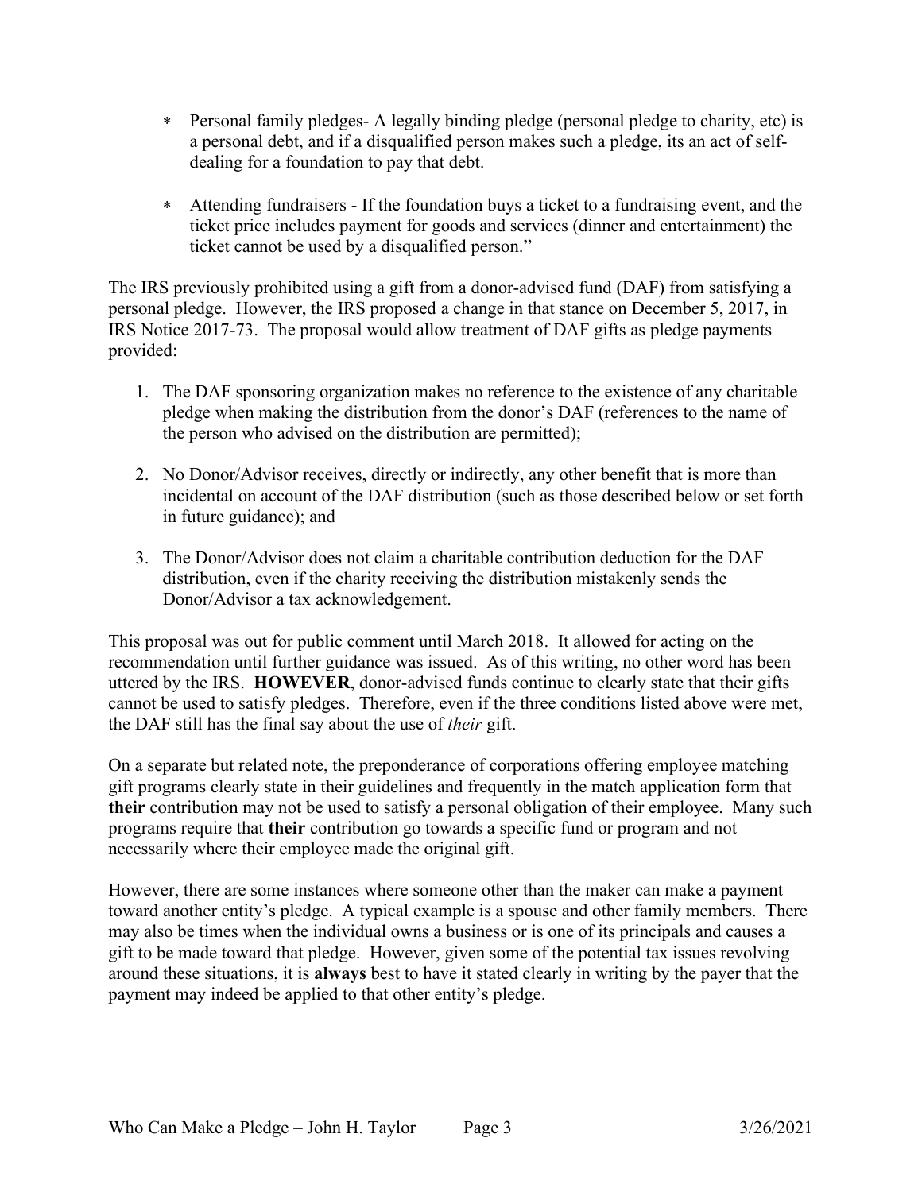* Personal family pledges- A legally binding pledge (personal pledge to charity, etc) is a personal debt, and if a disqualified person makes such a pledge, its an act of self-dealing for a foundation to pay that debt.

* Attending fundraisers - If the foundation buys a ticket to a fundraising event, and the ticket price includes payment for goods and services (dinner and entertainment) the ticket cannot be used by a disqualified person."

The IRS previously prohibited using a gift from a donor-advised fund (DAF) from satisfying a personal pledge. However, the IRS proposed a change in that stance on December 5, 2017, in IRS Notice 2017-73. The proposal would allow treatment of DAF gifts as pledge payments provided:

1. The DAF sponsoring organization makes no reference to the existence of any charitable pledge when making the distribution from the donor's DAF (references to the name of the person who advised on the distribution are permitted);

2. No Donor/Advisor receives, directly or indirectly, any other benefit that is more than incidental on account of the DAF distribution (such as those described below or set forth in future guidance); and

3. The Donor/Advisor does not claim a charitable contribution deduction for the DAF distribution, even if the charity receiving the distribution mistakenly sends the Donor/Advisor a tax acknowledgement.

This proposal was out for public comment until March 2018. It allowed for acting on the recommendation until further guidance was issued. As of this writing, no other word has been uttered by the IRS. **HOWEVER**, donor-advised funds continue to clearly state that their gifts cannot be used to satisfy pledges. Therefore, even if the three conditions listed above were met, the DAF still has the final say about the use of *their* gift.

On a separate but related note, the preponderance of corporations offering employee matching gift programs clearly state in their guidelines and frequently in the match application form that **their** contribution may not be used to satisfy a personal obligation of their employee. Many such programs require that **their** contribution go towards a specific fund or program and not necessarily where their employee made the original gift.

However, there are some instances where someone other than the maker can make a payment toward another entity's pledge. A typical example is a spouse and other family members. There may also be times when the individual owns a business or is one of its principals and causes a gift to be made toward that pledge. However, given some of the potential tax issues revolving around these situations, it is **always** best to have it stated clearly in writing by the payer that the payment may indeed be applied to that other entity's pledge.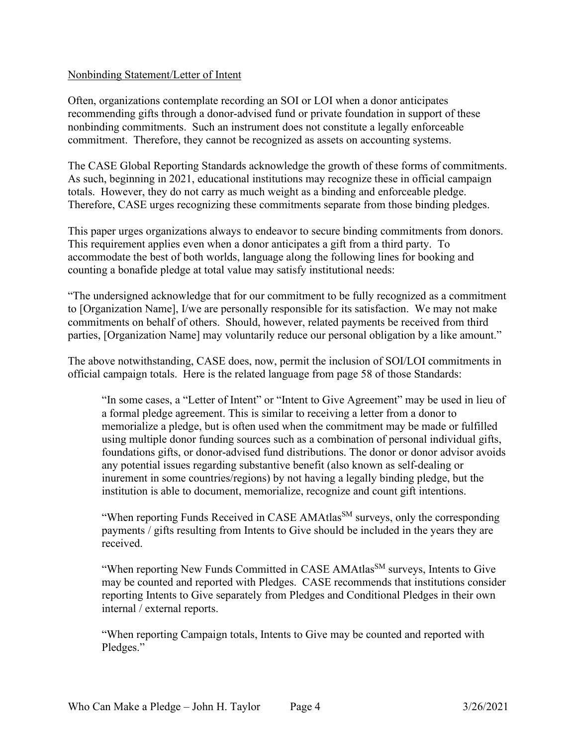Nonbinding Statement/Letter of Intent

Often, organizations contemplate recording an SOI or LOI when a donor anticipates recommending gifts through a donor-advised fund or private foundation in support of these nonbinding commitments. Such an instrument does not constitute a legally enforceable commitment. Therefore, they cannot be recognized as assets on accounting systems.

The CASE Global Reporting Standards acknowledge the growth of these forms of commitments. As such, beginning in 2021, educational institutions may recognize these in official campaign totals. However, they do not carry as much weight as a binding and enforceable pledge. Therefore, CASE urges recognizing these commitments separate from those binding pledges.

This paper urges organizations always to endeavor to secure binding commitments from donors. This requirement applies even when a donor anticipates a gift from a third party. To accommodate the best of both worlds, language along the following lines for booking and counting a bonafide pledge at total value may satisfy institutional needs:

"The undersigned acknowledge that for our commitment to be fully recognized as a commitment to [Organization Name], I/we are personally responsible for its satisfaction. We may not make commitments on behalf of others. Should, however, related payments be received from third parties, [Organization Name] may voluntarily reduce our personal obligation by a like amount."

The above notwithstanding, CASE does, now, permit the inclusion of SOI/LOI commitments in official campaign totals. Here is the related language from page 58 of those Standards:

> "In some cases, a "Letter of Intent" or "Intent to Give Agreement" may be used in lieu of a formal pledge agreement. This is similar to receiving a letter from a donor to memorialize a pledge, but is often used when the commitment may be made or fulfilled using multiple donor funding sources such as a combination of personal individual gifts, foundations gifts, or donor-advised fund distributions. The donor or donor advisor avoids any potential issues regarding substantive benefit (also known as self-dealing or inurement in some countries/regions) by not having a legally binding pledge, but the institution is able to document, memorialize, recognize and count gift intentions.
>
> "When reporting Funds Received in CASE AMAtlas[SM] surveys, only the corresponding payments / gifts resulting from Intents to Give should be included in the years they are received.
>
> "When reporting New Funds Committed in CASE AMAtlas[SM] surveys, Intents to Give may be counted and reported with Pledges. CASE recommends that institutions consider reporting Intents to Give separately from Pledges and Conditional Pledges in their own internal / external reports.
>
> "When reporting Campaign totals, Intents to Give may be counted and reported with Pledges."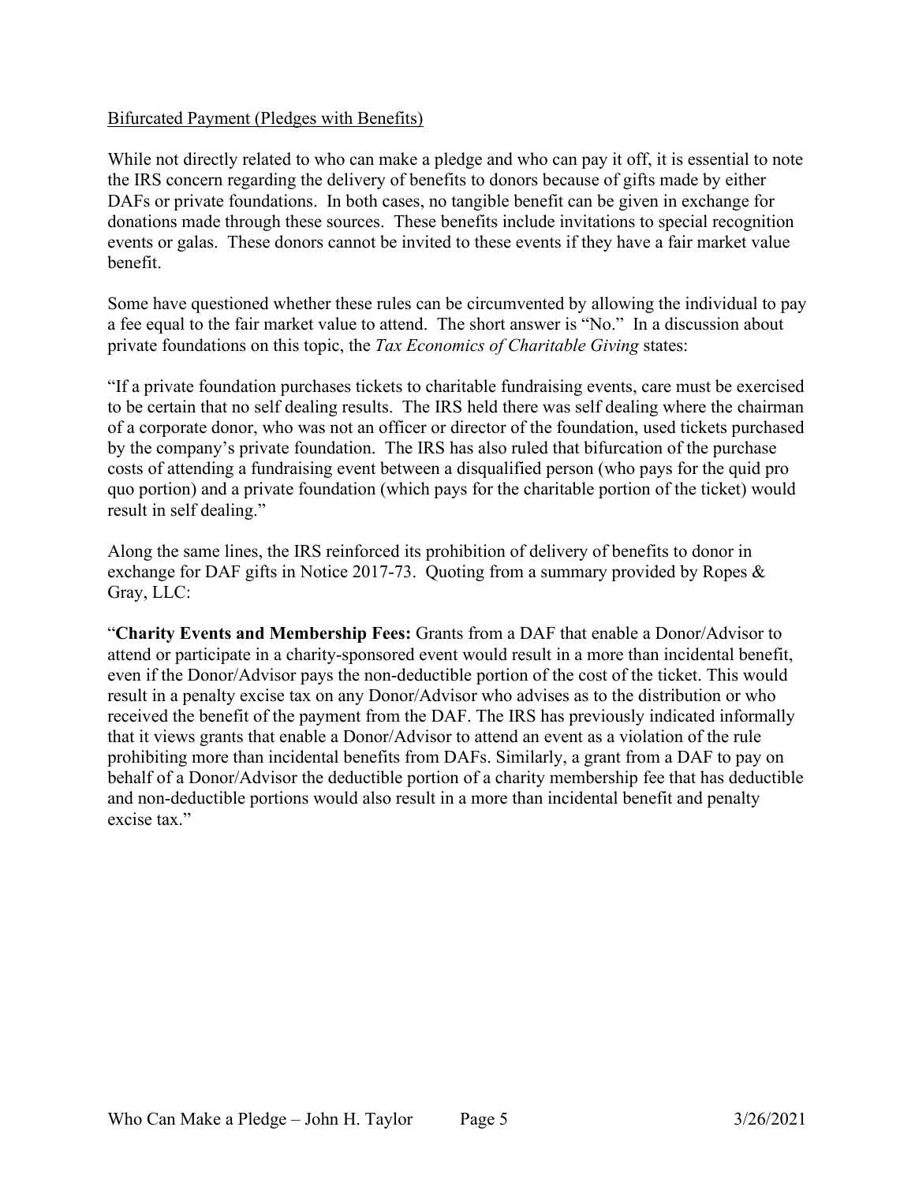Bifurcated Payment (Pledges with Benefits)

While not directly related to who can make a pledge and who can pay it off, it is essential to note the IRS concern regarding the delivery of benefits to donors because of gifts made by either DAFs or private foundations. In both cases, no tangible benefit can be given in exchange for donations made through these sources. These benefits include invitations to special recognition events or galas. These donors cannot be invited to these events if they have a fair market value benefit.

Some have questioned whether these rules can be circumvented by allowing the individual to pay a fee equal to the fair market value to attend. The short answer is "No." In a discussion about private foundations on this topic, the *Tax Economics of Charitable Giving* states:

"If a private foundation purchases tickets to charitable fundraising events, care must be exercised to be certain that no self dealing results. The IRS held there was self dealing where the chairman of a corporate donor, who was not an officer or director of the foundation, used tickets purchased by the company's private foundation. The IRS has also ruled that bifurcation of the purchase costs of attending a fundraising event between a disqualified person (who pays for the quid pro quo portion) and a private foundation (which pays for the charitable portion of the ticket) would result in self dealing."

Along the same lines, the IRS reinforced its prohibition of delivery of benefits to donor in exchange for DAF gifts in Notice 2017-73. Quoting from a summary provided by Ropes & Gray, LLC:

"**Charity Events and Membership Fees:** Grants from a DAF that enable a Donor/Advisor to attend or participate in a charity-sponsored event would result in a more than incidental benefit, even if the Donor/Advisor pays the non-deductible portion of the cost of the ticket. This would result in a penalty excise tax on any Donor/Advisor who advises as to the distribution or who received the benefit of the payment from the DAF. The IRS has previously indicated informally that it views grants that enable a Donor/Advisor to attend an event as a violation of the rule prohibiting more than incidental benefits from DAFs. Similarly, a grant from a DAF to pay on behalf of a Donor/Advisor the deductible portion of a charity membership fee that has deductible and non-deductible portions would also result in a more than incidental benefit and penalty excise tax."